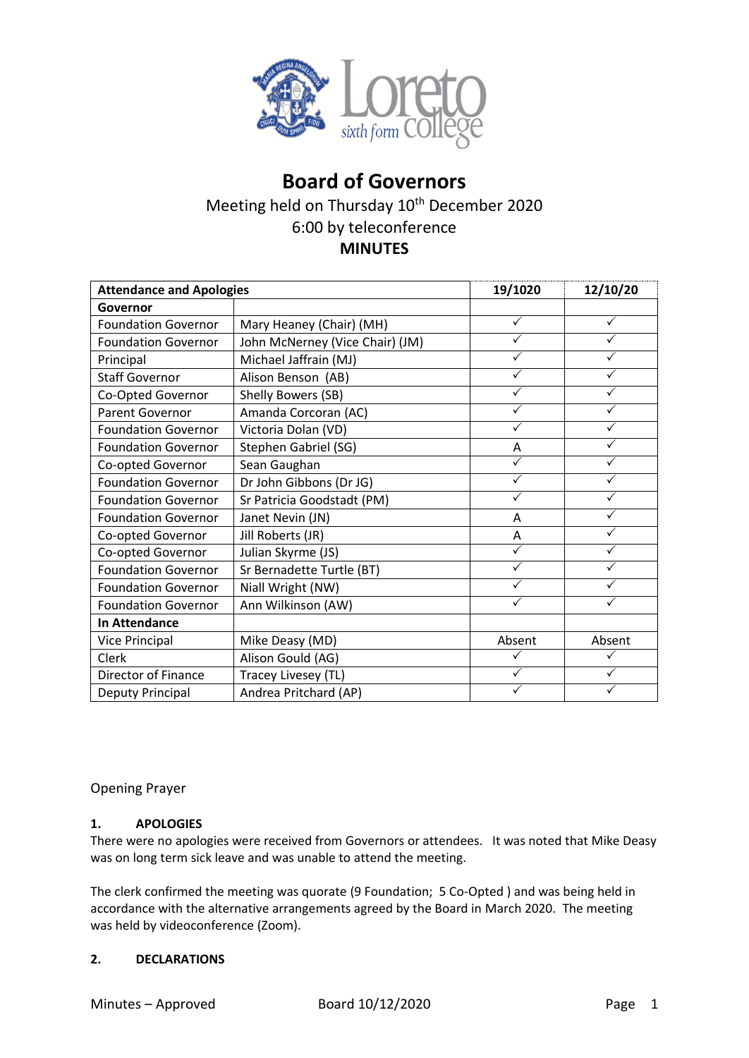# Board of Governors

Meeting held on Thursday 10th December 2020

6:00 by teleconference

**MINUTES**

| **Attendance and Apologies** | | **19/1020** | **12/10/20** |
|---|---|---|---|
| **Governor** | | | |
| Foundation Governor | Mary Heaney (Chair) (MH) | ✓ | ✓ |
| Foundation Governor | John McNerney (Vice Chair) (JM) | ✓ | ✓ |
| Principal | Michael Jaffrain (MJ) | ✓ | ✓ |
| Staff Governor | Alison Benson (AB) | ✓ | ✓ |
| Co-Opted Governor | Shelly Bowers (SB) | ✓ | ✓ |
| Parent Governor | Amanda Corcoran (AC) | ✓ | ✓ |
| Foundation Governor | Victoria Dolan (VD) | ✓ | ✓ |
| Foundation Governor | Stephen Gabriel (SG) | A | ✓ |
| Co-opted Governor | Sean Gaughan | ✓ | ✓ |
| Foundation Governor | Dr John Gibbons (Dr JG) | ✓ | ✓ |
| Foundation Governor | Sr Patricia Goodstadt (PM) | ✓ | ✓ |
| Foundation Governor | Janet Nevin (JN) | A | ✓ |
| Co-opted Governor | Jill Roberts (JR) | A | ✓ |
| Co-opted Governor | Julian Skyrme (JS) | ✓ | ✓ |
| Foundation Governor | Sr Bernadette Turtle (BT) | ✓ | ✓ |
| Foundation Governor | Niall Wright (NW) | ✓ | ✓ |
| Foundation Governor | Ann Wilkinson (AW) | ✓ | ✓ |
| **In Attendance** | | | |
| Vice Principal | Mike Deasy (MD) | Absent | Absent |
| Clerk | Alison Gould (AG) | ✓ | ✓ |
| Director of Finance | Tracey Livesey (TL) | ✓ | ✓ |
| Deputy Principal | Andrea Pritchard (AP) | ✓ | ✓ |

Opening Prayer

**1. APOLOGIES**

There were no apologies were received from Governors or attendees. It was noted that Mike Deasy was on long term sick leave and was unable to attend the meeting.

The clerk confirmed the meeting was quorate (9 Foundation; 5 Co-Opted ) and was being held in accordance with the alternative arrangements agreed by the Board in March 2020. The meeting was held by videoconference (Zoom).

**2. DECLARATIONS**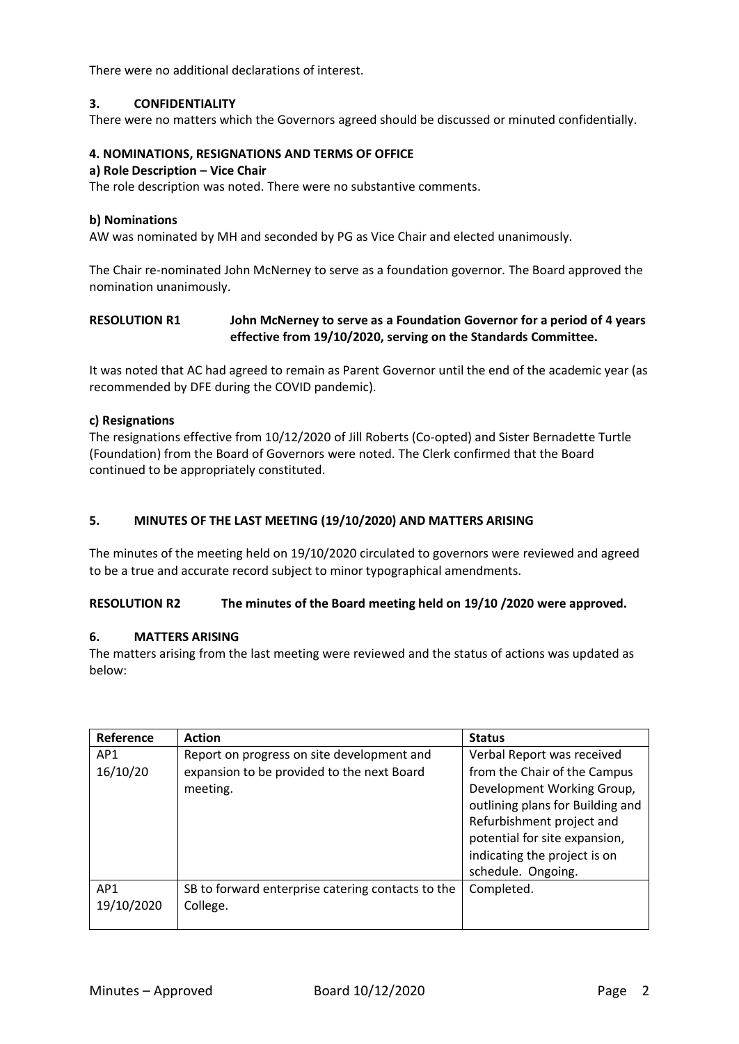There were no additional declarations of interest.

## 3. CONFIDENTIALITY

There were no matters which the Governors agreed should be discussed or minuted confidentially.

## 4. NOMINATIONS, RESIGNATIONS AND TERMS OF OFFICE

### a) Role Description – Vice Chair

The role description was noted. There were no substantive comments.

### b) Nominations

AW was nominated by MH and seconded by PG as Vice Chair and elected unanimously.

The Chair re-nominated John McNerney to serve as a foundation governor. The Board approved the nomination unanimously.

**RESOLUTION R1 John McNerney to serve as a Foundation Governor for a period of 4 years effective from 19/10/2020, serving on the Standards Committee.**

It was noted that AC had agreed to remain as Parent Governor until the end of the academic year (as recommended by DFE during the COVID pandemic).

### c) Resignations

The resignations effective from 10/12/2020 of Jill Roberts (Co-opted) and Sister Bernadette Turtle (Foundation) from the Board of Governors were noted. The Clerk confirmed that the Board continued to be appropriately constituted.

## 5. MINUTES OF THE LAST MEETING (19/10/2020) AND MATTERS ARISING

The minutes of the meeting held on 19/10/2020 circulated to governors were reviewed and agreed to be a true and accurate record subject to minor typographical amendments.

**RESOLUTION R2 The minutes of the Board meeting held on 19/10 /2020 were approved.**

## 6. MATTERS ARISING

The matters arising from the last meeting were reviewed and the status of actions was updated as below:

| Reference | Action | Status |
|---|---|---|
| AP1 16/10/20 | Report on progress on site development and expansion to be provided to the next Board meeting. | Verbal Report was received from the Chair of the Campus Development Working Group, outlining plans for Building and Refurbishment project and potential for site expansion, indicating the project is on schedule. Ongoing. |
| AP1 19/10/2020 | SB to forward enterprise catering contacts to the College. | Completed. |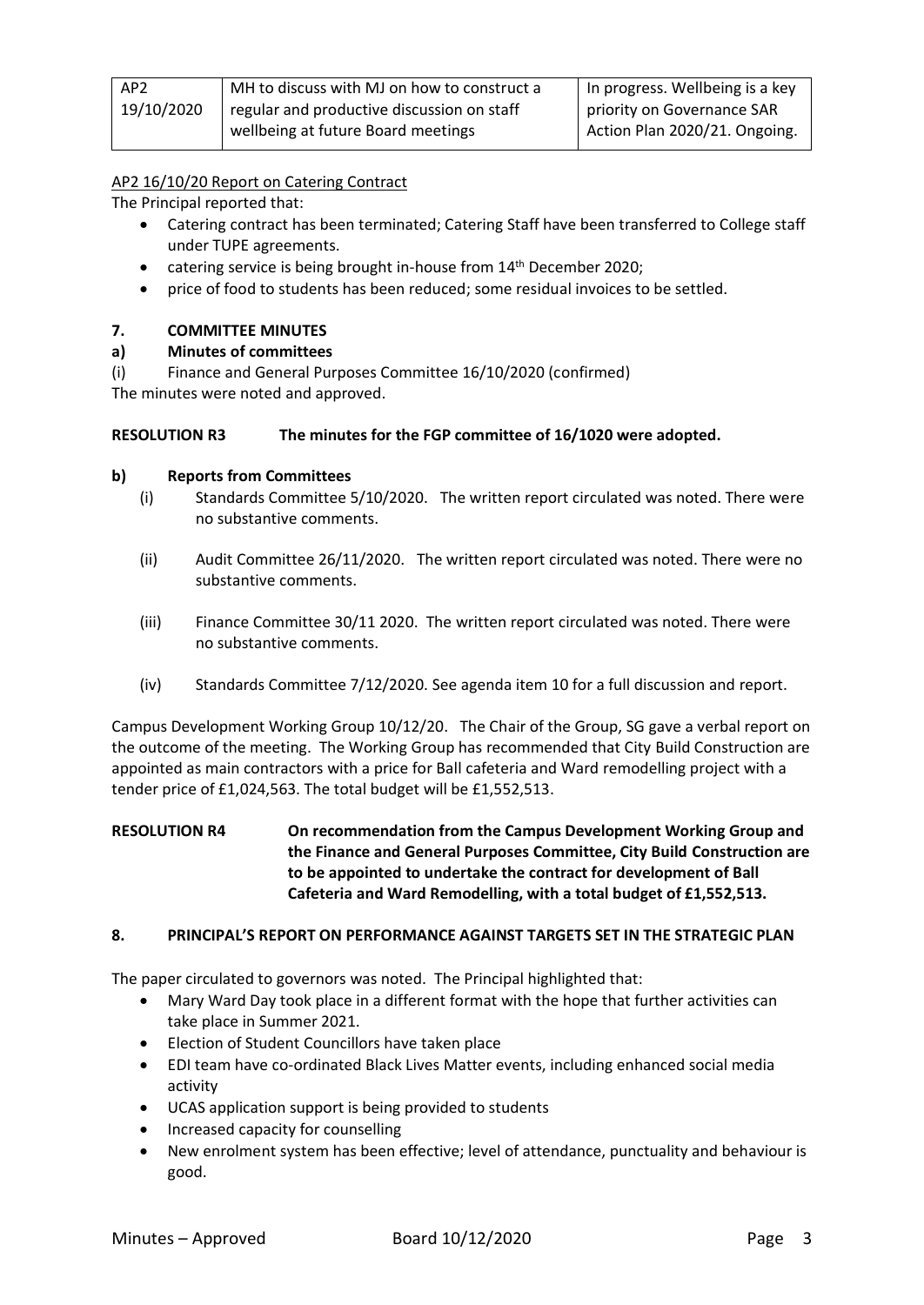| AP2 19/10/2020 | MH to discuss with MJ on how to construct a regular and productive discussion on staff wellbeing at future Board meetings | In progress. Wellbeing is a key priority on Governance SAR Action Plan 2020/21. Ongoing. |
|---|---|---|

AP2 16/10/20 Report on Catering Contract

The Principal reported that:

- Catering contract has been terminated; Catering Staff have been transferred to College staff under TUPE agreements.
- catering service is being brought in-house from 14th December 2020;
- price of food to students has been reduced; some residual invoices to be settled.

## 7. COMMITTEE MINUTES

### a) Minutes of committees

(i) Finance and General Purposes Committee 16/10/2020 (confirmed)

The minutes were noted and approved.

**RESOLUTION R3 The minutes for the FGP committee of 16/1020 were adopted.**

### b) Reports from Committees

(i) Standards Committee 5/10/2020. The written report circulated was noted. There were no substantive comments.

(ii) Audit Committee 26/11/2020. The written report circulated was noted. There were no substantive comments.

(iii) Finance Committee 30/11 2020. The written report circulated was noted. There were no substantive comments.

(iv) Standards Committee 7/12/2020. See agenda item 10 for a full discussion and report.

Campus Development Working Group 10/12/20. The Chair of the Group, SG gave a verbal report on the outcome of the meeting. The Working Group has recommended that City Build Construction are appointed as main contractors with a price for Ball cafeteria and Ward remodelling project with a tender price of £1,024,563. The total budget will be £1,552,513.

**RESOLUTION R4 On recommendation from the Campus Development Working Group and the Finance and General Purposes Committee, City Build Construction are to be appointed to undertake the contract for development of Ball Cafeteria and Ward Remodelling, with a total budget of £1,552,513.**

## 8. PRINCIPAL'S REPORT ON PERFORMANCE AGAINST TARGETS SET IN THE STRATEGIC PLAN

The paper circulated to governors was noted. The Principal highlighted that:

- Mary Ward Day took place in a different format with the hope that further activities can take place in Summer 2021.
- Election of Student Councillors have taken place
- EDI team have co-ordinated Black Lives Matter events, including enhanced social media activity
- UCAS application support is being provided to students
- Increased capacity for counselling
- New enrolment system has been effective; level of attendance, punctuality and behaviour is good.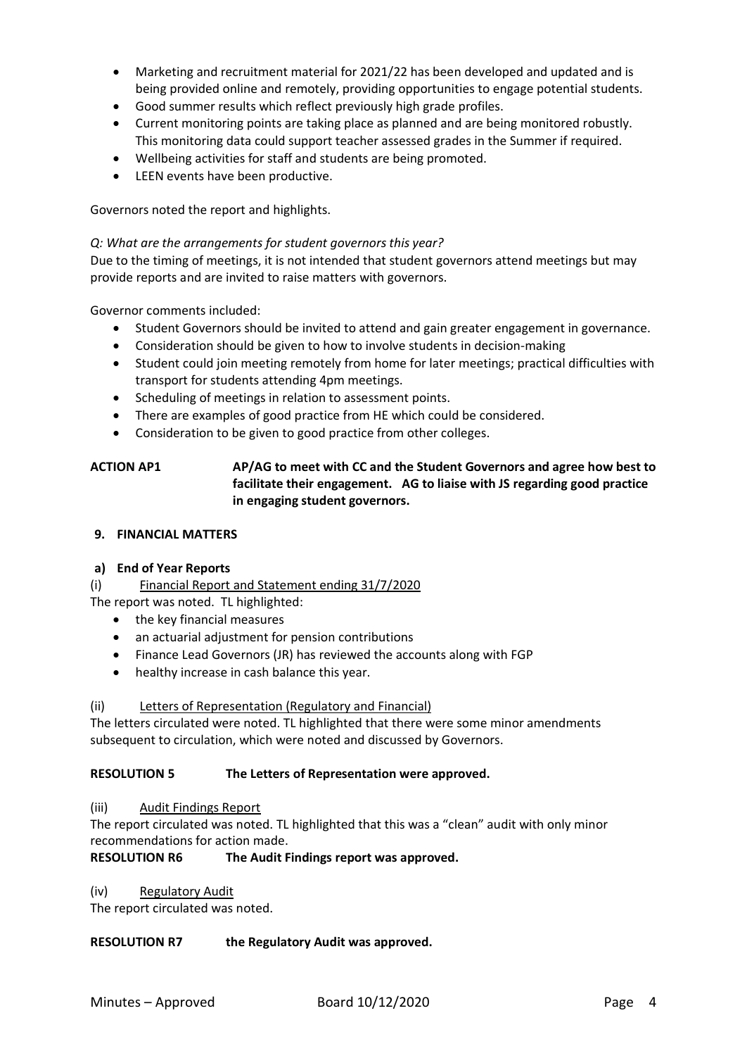- Marketing and recruitment material for 2021/22 has been developed and updated and is being provided online and remotely, providing opportunities to engage potential students.
- Good summer results which reflect previously high grade profiles.
- Current monitoring points are taking place as planned and are being monitored robustly. This monitoring data could support teacher assessed grades in the Summer if required.
- Wellbeing activities for staff and students are being promoted.
- LEEN events have been productive.

Governors noted the report and highlights.

*Q: What are the arrangements for student governors this year?*

Due to the timing of meetings, it is not intended that student governors attend meetings but may provide reports and are invited to raise matters with governors.

Governor comments included:

- Student Governors should be invited to attend and gain greater engagement in governance.
- Consideration should be given to how to involve students in decision-making
- Student could join meeting remotely from home for later meetings; practical difficulties with transport for students attending 4pm meetings.
- Scheduling of meetings in relation to assessment points.
- There are examples of good practice from HE which could be considered.
- Consideration to be given to good practice from other colleges.

**ACTION AP1** **AP/AG to meet with CC and the Student Governors and agree how best to facilitate their engagement. AG to liaise with JS regarding good practice in engaging student governors.**

## 9. FINANCIAL MATTERS

### a) End of Year Reports

(i) Financial Report and Statement ending 31/7/2020

The report was noted. TL highlighted:

- the key financial measures
- an actuarial adjustment for pension contributions
- Finance Lead Governors (JR) has reviewed the accounts along with FGP
- healthy increase in cash balance this year.

(ii) Letters of Representation (Regulatory and Financial)

The letters circulated were noted. TL highlighted that there were some minor amendments subsequent to circulation, which were noted and discussed by Governors.

**RESOLUTION 5** **The Letters of Representation were approved.**

(iii) Audit Findings Report

The report circulated was noted. TL highlighted that this was a "clean" audit with only minor recommendations for action made.

**RESOLUTION R6** **The Audit Findings report was approved.**

(iv) Regulatory Audit

The report circulated was noted.

**RESOLUTION R7** **the Regulatory Audit was approved.**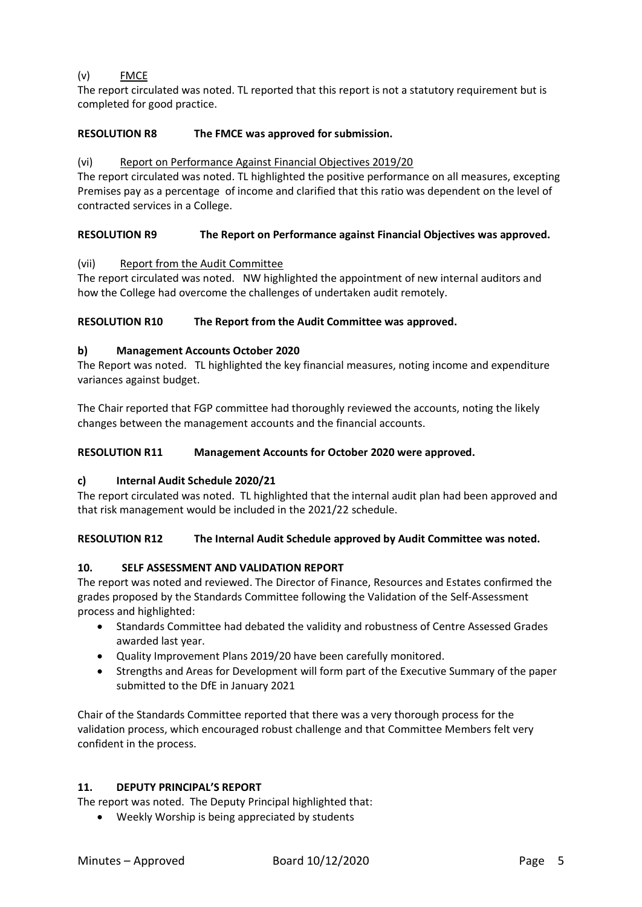(v) <u>FMCE</u>

The report circulated was noted. TL reported that this report is not a statutory requirement but is completed for good practice.

**RESOLUTION R8 The FMCE was approved for submission.**

(vi) <u>Report on Performance Against Financial Objectives 2019/20</u>

The report circulated was noted. TL highlighted the positive performance on all measures, excepting Premises pay as a percentage of income and clarified that this ratio was dependent on the level of contracted services in a College.

**RESOLUTION R9 The Report on Performance against Financial Objectives was approved.**

(vii) <u>Report from the Audit Committee</u>

The report circulated was noted. NW highlighted the appointment of new internal auditors and how the College had overcome the challenges of undertaken audit remotely.

**RESOLUTION R10 The Report from the Audit Committee was approved.**

### b) Management Accounts October 2020

The Report was noted. TL highlighted the key financial measures, noting income and expenditure variances against budget.

The Chair reported that FGP committee had thoroughly reviewed the accounts, noting the likely changes between the management accounts and the financial accounts.

**RESOLUTION R11 Management Accounts for October 2020 were approved.**

### c) Internal Audit Schedule 2020/21

The report circulated was noted. TL highlighted that the internal audit plan had been approved and that risk management would be included in the 2021/22 schedule.

**RESOLUTION R12 The Internal Audit Schedule approved by Audit Committee was noted.**

## 10. SELF ASSESSMENT AND VALIDATION REPORT

The report was noted and reviewed. The Director of Finance, Resources and Estates confirmed the grades proposed by the Standards Committee following the Validation of the Self-Assessment process and highlighted:

- Standards Committee had debated the validity and robustness of Centre Assessed Grades awarded last year.
- Quality Improvement Plans 2019/20 have been carefully monitored.
- Strengths and Areas for Development will form part of the Executive Summary of the paper submitted to the DfE in January 2021

Chair of the Standards Committee reported that there was a very thorough process for the validation process, which encouraged robust challenge and that Committee Members felt very confident in the process.

## 11. DEPUTY PRINCIPAL'S REPORT

The report was noted. The Deputy Principal highlighted that:

- Weekly Worship is being appreciated by students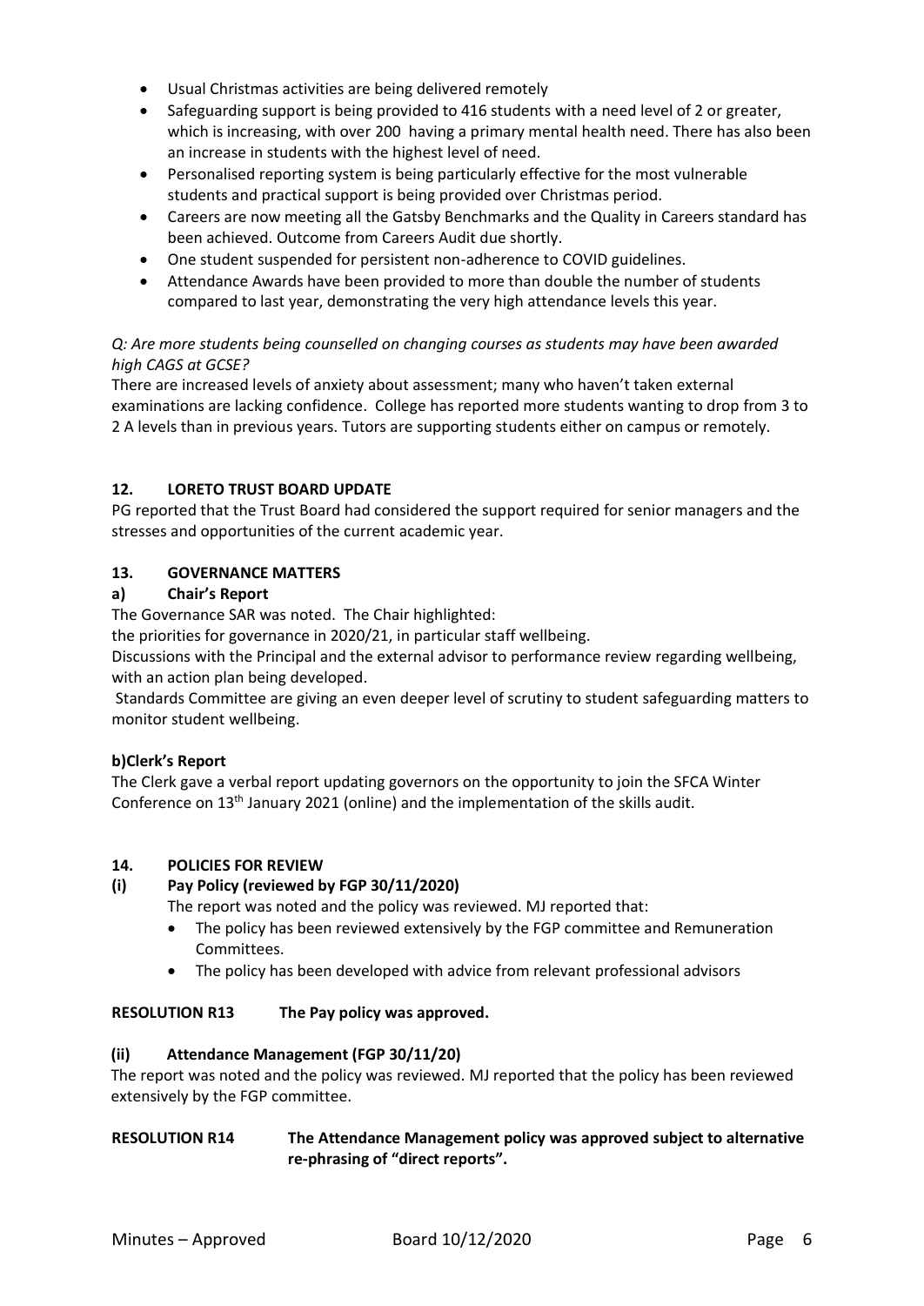- Usual Christmas activities are being delivered remotely
- Safeguarding support is being provided to 416 students with a need level of 2 or greater, which is increasing, with over 200 having a primary mental health need. There has also been an increase in students with the highest level of need.
- Personalised reporting system is being particularly effective for the most vulnerable students and practical support is being provided over Christmas period.
- Careers are now meeting all the Gatsby Benchmarks and the Quality in Careers standard has been achieved. Outcome from Careers Audit due shortly.
- One student suspended for persistent non-adherence to COVID guidelines.
- Attendance Awards have been provided to more than double the number of students compared to last year, demonstrating the very high attendance levels this year.

*Q: Are more students being counselled on changing courses as students may have been awarded high CAGS at GCSE?*

There are increased levels of anxiety about assessment; many who haven't taken external examinations are lacking confidence. College has reported more students wanting to drop from 3 to 2 A levels than in previous years. Tutors are supporting students either on campus or remotely.

## 12. LORETO TRUST BOARD UPDATE

PG reported that the Trust Board had considered the support required for senior managers and the stresses and opportunities of the current academic year.

## 13. GOVERNANCE MATTERS

### a) Chair's Report

The Governance SAR was noted. The Chair highlighted:

the priorities for governance in 2020/21, in particular staff wellbeing.

Discussions with the Principal and the external advisor to performance review regarding wellbeing, with an action plan being developed.

Standards Committee are giving an even deeper level of scrutiny to student safeguarding matters to monitor student wellbeing.

### b)Clerk's Report

The Clerk gave a verbal report updating governors on the opportunity to join the SFCA Winter Conference on 13th January 2021 (online) and the implementation of the skills audit.

## 14. POLICIES FOR REVIEW

### (i) Pay Policy (reviewed by FGP 30/11/2020)

The report was noted and the policy was reviewed. MJ reported that:

- The policy has been reviewed extensively by the FGP committee and Remuneration Committees.
- The policy has been developed with advice from relevant professional advisors

**RESOLUTION R13 The Pay policy was approved.**

### (ii) Attendance Management (FGP 30/11/20)

The report was noted and the policy was reviewed. MJ reported that the policy has been reviewed extensively by the FGP committee.

**RESOLUTION R14 The Attendance Management policy was approved subject to alternative re-phrasing of "direct reports".**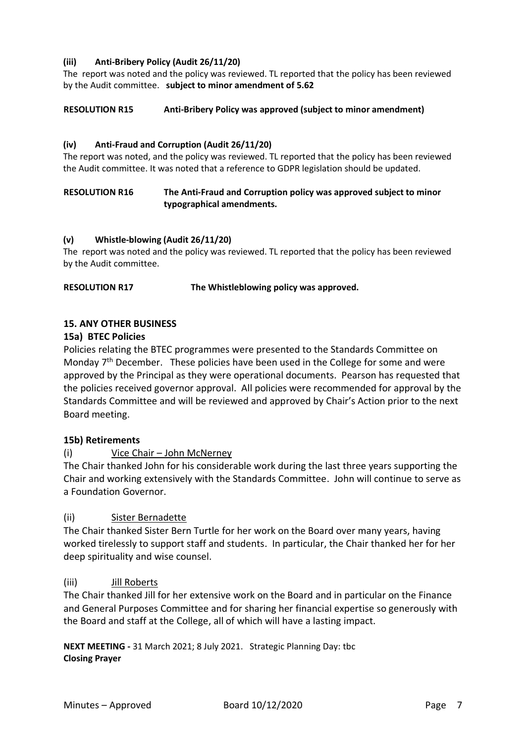### (iii) Anti-Bribery Policy (Audit 26/11/20)

The report was noted and the policy was reviewed. TL reported that the policy has been reviewed by the Audit committee. **subject to minor amendment of 5.62**

**RESOLUTION R15 Anti-Bribery Policy was approved (subject to minor amendment)**

### (iv) Anti-Fraud and Corruption (Audit 26/11/20)

The report was noted, and the policy was reviewed. TL reported that the policy has been reviewed the Audit committee. It was noted that a reference to GDPR legislation should be updated.

**RESOLUTION R16 The Anti-Fraud and Corruption policy was approved subject to minor typographical amendments.**

### (v) Whistle-blowing (Audit 26/11/20)

The report was noted and the policy was reviewed. TL reported that the policy has been reviewed by the Audit committee.

**RESOLUTION R17 The Whistleblowing policy was approved.**

## 15. ANY OTHER BUSINESS

### 15a) BTEC Policies

Policies relating the BTEC programmes were presented to the Standards Committee on Monday 7th December. These policies have been used in the College for some and were approved by the Principal as they were operational documents. Pearson has requested that the policies received governor approval. All policies were recommended for approval by the Standards Committee and will be reviewed and approved by Chair's Action prior to the next Board meeting.

### 15b) Retirements

(i) Vice Chair – John McNerney

The Chair thanked John for his considerable work during the last three years supporting the Chair and working extensively with the Standards Committee. John will continue to serve as a Foundation Governor.

(ii) Sister Bernadette

The Chair thanked Sister Bern Turtle for her work on the Board over many years, having worked tirelessly to support staff and students. In particular, the Chair thanked her for her deep spirituality and wise counsel.

(iii) Jill Roberts

The Chair thanked Jill for her extensive work on the Board and in particular on the Finance and General Purposes Committee and for sharing her financial expertise so generously with the Board and staff at the College, all of which will have a lasting impact.

**NEXT MEETING -** 31 March 2021; 8 July 2021. Strategic Planning Day: tbc

**Closing Prayer**